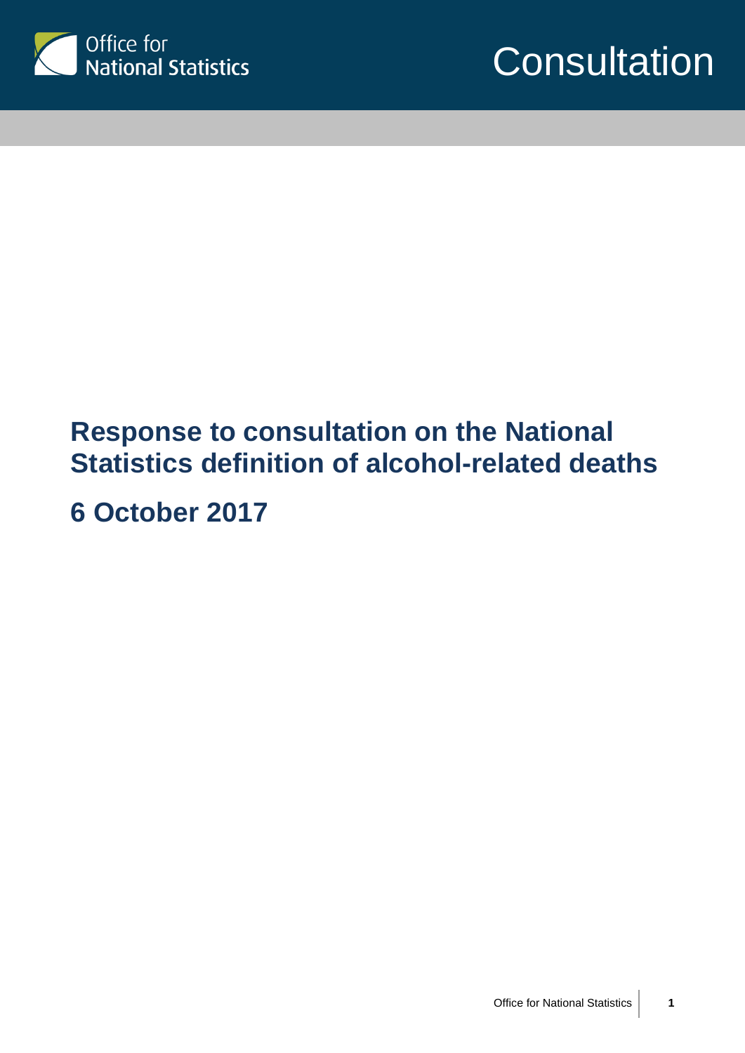Office for National Statistics

Consultation

# Response to consultation on the National Statistics definition of alcohol-related deaths

## 6 October 2017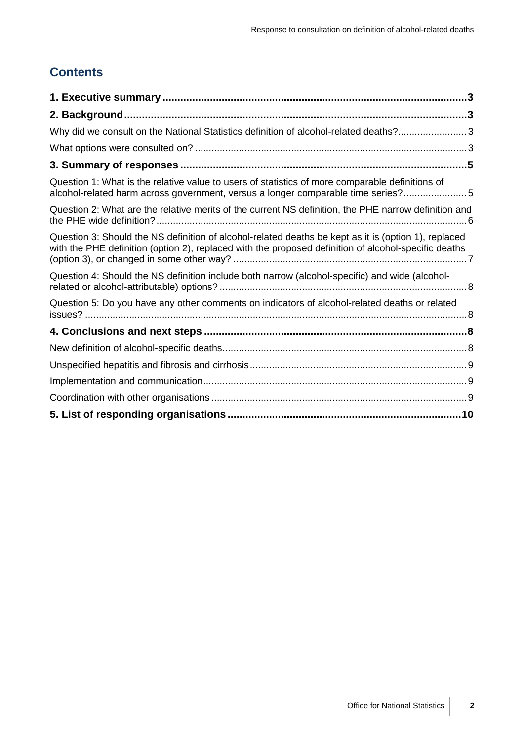## Contents

**1. Executive summary** ..... 3

**2. Background** ..... 3

Why did we consult on the National Statistics definition of alcohol-related deaths? ..... 3

What options were consulted on? ..... 3

**3. Summary of responses** ..... 5

Question 1: What is the relative value to users of statistics of more comparable definitions of alcohol-related harm across government, versus a longer comparable time series? ..... 5

Question 2: What are the relative merits of the current NS definition, the PHE narrow definition and the PHE wide definition? ..... 6

Question 3: Should the NS definition of alcohol-related deaths be kept as it is (option 1), replaced with the PHE definition (option 2), replaced with the proposed definition of alcohol-specific deaths (option 3), or changed in some other way? ..... 7

Question 4: Should the NS definition include both narrow (alcohol-specific) and wide (alcohol-related or alcohol-attributable) options? ..... 8

Question 5: Do you have any other comments on indicators of alcohol-related deaths or related issues? ..... 8

**4. Conclusions and next steps** ..... 8

New definition of alcohol-specific deaths ..... 8

Unspecified hepatitis and fibrosis and cirrhosis ..... 9

Implementation and communication ..... 9

Coordination with other organisations ..... 9

**5. List of responding organisations** ..... 10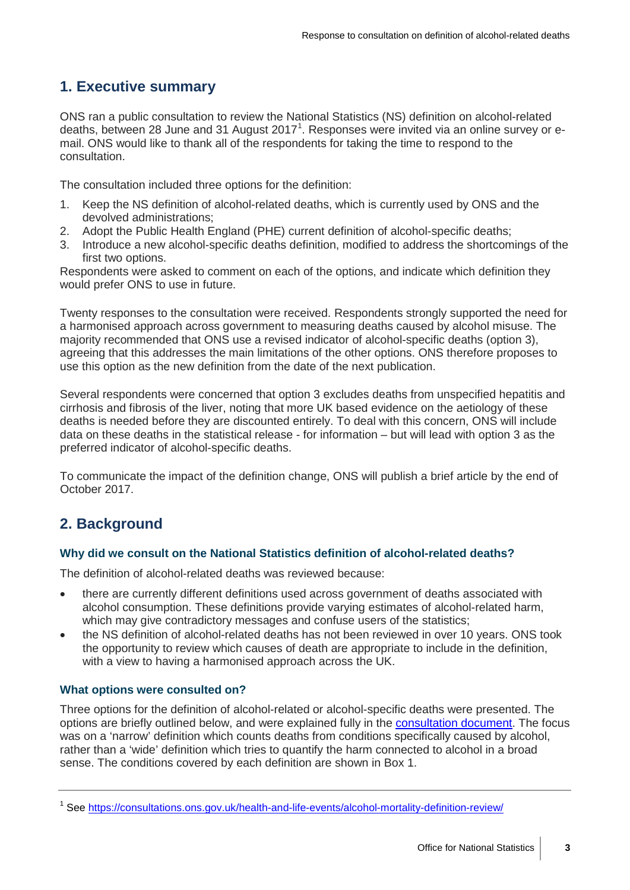## 1. Executive summary

ONS ran a public consultation to review the National Statistics (NS) definition on alcohol-related deaths, between 28 June and 31 August 2017[1]. Responses were invited via an online survey or e-mail. ONS would like to thank all of the respondents for taking the time to respond to the consultation.

The consultation included three options for the definition:

1. Keep the NS definition of alcohol-related deaths, which is currently used by ONS and the devolved administrations;
2. Adopt the Public Health England (PHE) current definition of alcohol-specific deaths;
3. Introduce a new alcohol-specific deaths definition, modified to address the shortcomings of the first two options.

Respondents were asked to comment on each of the options, and indicate which definition they would prefer ONS to use in future.

Twenty responses to the consultation were received. Respondents strongly supported the need for a harmonised approach across government to measuring deaths caused by alcohol misuse. The majority recommended that ONS use a revised indicator of alcohol-specific deaths (option 3), agreeing that this addresses the main limitations of the other options. ONS therefore proposes to use this option as the new definition from the date of the next publication.

Several respondents were concerned that option 3 excludes deaths from unspecified hepatitis and cirrhosis and fibrosis of the liver, noting that more UK based evidence on the aetiology of these deaths is needed before they are discounted entirely. To deal with this concern, ONS will include data on these deaths in the statistical release - for information – but will lead with option 3 as the preferred indicator of alcohol-specific deaths.

To communicate the impact of the definition change, ONS will publish a brief article by the end of October 2017.

## 2. Background

### Why did we consult on the National Statistics definition of alcohol-related deaths?

The definition of alcohol-related deaths was reviewed because:

- there are currently different definitions used across government of deaths associated with alcohol consumption. These definitions provide varying estimates of alcohol-related harm, which may give contradictory messages and confuse users of the statistics;
- the NS definition of alcohol-related deaths has not been reviewed in over 10 years. ONS took the opportunity to review which causes of death are appropriate to include in the definition, with a view to having a harmonised approach across the UK.

### What options were consulted on?

Three options for the definition of alcohol-related or alcohol-specific deaths were presented. The options are briefly outlined below, and were explained fully in the consultation document. The focus was on a 'narrow' definition which counts deaths from conditions specifically caused by alcohol, rather than a 'wide' definition which tries to quantify the harm connected to alcohol in a broad sense. The conditions covered by each definition are shown in Box 1.

---

[1] See https://consultations.ons.gov.uk/health-and-life-events/alcohol-mortality-definition-review/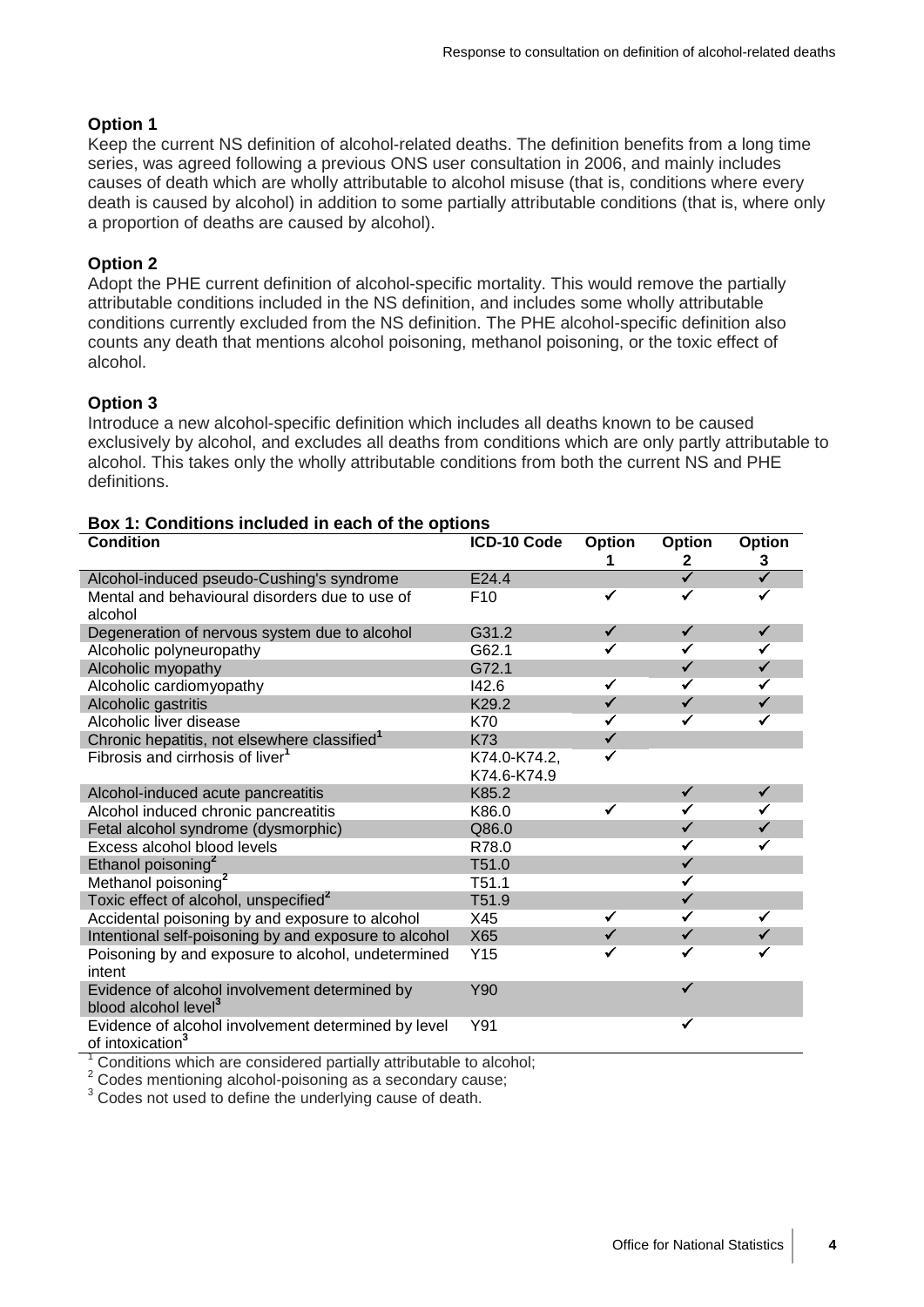**Option 1**

Keep the current NS definition of alcohol-related deaths. The definition benefits from a long time series, was agreed following a previous ONS user consultation in 2006, and mainly includes causes of death which are wholly attributable to alcohol misuse (that is, conditions where every death is caused by alcohol) in addition to some partially attributable conditions (that is, where only a proportion of deaths are caused by alcohol).

**Option 2**

Adopt the PHE current definition of alcohol-specific mortality. This would remove the partially attributable conditions included in the NS definition, and includes some wholly attributable conditions currently excluded from the NS definition. The PHE alcohol-specific definition also counts any death that mentions alcohol poisoning, methanol poisoning, or the toxic effect of alcohol.

**Option 3**

Introduce a new alcohol-specific definition which includes all deaths known to be caused exclusively by alcohol, and excludes all deaths from conditions which are only partly attributable to alcohol. This takes only the wholly attributable conditions from both the current NS and PHE definitions.

**Box 1: Conditions included in each of the options**

| Condition | ICD-10 Code | Option 1 | Option 2 | Option 3 |
|---|---|---|---|---|
| Alcohol-induced pseudo-Cushing's syndrome | E24.4 | | ✓ | ✓ |
| Mental and behavioural disorders due to use of alcohol | F10 | ✓ | ✓ | ✓ |
| Degeneration of nervous system due to alcohol | G31.2 | ✓ | ✓ | ✓ |
| Alcoholic polyneuropathy | G62.1 | ✓ | ✓ | ✓ |
| Alcoholic myopathy | G72.1 | | ✓ | ✓ |
| Alcoholic cardiomyopathy | I42.6 | ✓ | ✓ | ✓ |
| Alcoholic gastritis | K29.2 | ✓ | ✓ | ✓ |
| Alcoholic liver disease | K70 | ✓ | ✓ | ✓ |
| Chronic hepatitis, not elsewhere classified[1] | K73 | ✓ | | |
| Fibrosis and cirrhosis of liver[1] | K74.0-K74.2, K74.6-K74.9 | ✓ | | |
| Alcohol-induced acute pancreatitis | K85.2 | | ✓ | ✓ |
| Alcohol induced chronic pancreatitis | K86.0 | ✓ | ✓ | ✓ |
| Fetal alcohol syndrome (dysmorphic) | Q86.0 | | ✓ | ✓ |
| Excess alcohol blood levels | R78.0 | | ✓ | ✓ |
| Ethanol poisoning[2] | T51.0 | | ✓ | |
| Methanol poisoning[2] | T51.1 | | ✓ | |
| Toxic effect of alcohol, unspecified[2] | T51.9 | | ✓ | |
| Accidental poisoning by and exposure to alcohol | X45 | ✓ | ✓ | ✓ |
| Intentional self-poisoning by and exposure to alcohol | X65 | ✓ | ✓ | ✓ |
| Poisoning by and exposure to alcohol, undetermined intent | Y15 | ✓ | ✓ | ✓ |
| Evidence of alcohol involvement determined by blood alcohol level[3] | Y90 | | ✓ | |
| Evidence of alcohol involvement determined by level of intoxication[3] | Y91 | | ✓ | |

[1] Conditions which are considered partially attributable to alcohol;
[2] Codes mentioning alcohol-poisoning as a secondary cause;
[3] Codes not used to define the underlying cause of death.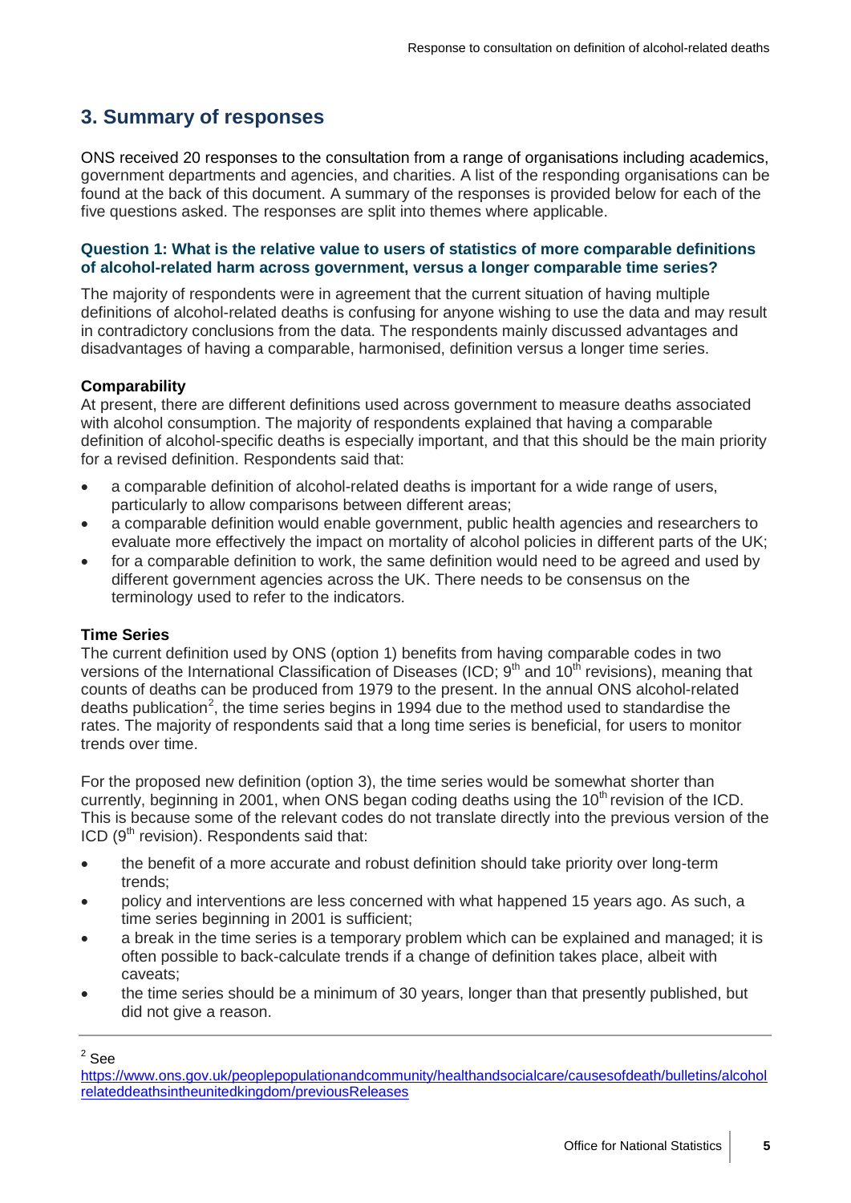## 3. Summary of responses

ONS received 20 responses to the consultation from a range of organisations including academics, government departments and agencies, and charities. A list of the responding organisations can be found at the back of this document. A summary of the responses is provided below for each of the five questions asked. The responses are split into themes where applicable.

### Question 1: What is the relative value to users of statistics of more comparable definitions of alcohol-related harm across government, versus a longer comparable time series?

The majority of respondents were in agreement that the current situation of having multiple definitions of alcohol-related deaths is confusing for anyone wishing to use the data and may result in contradictory conclusions from the data. The respondents mainly discussed advantages and disadvantages of having a comparable, harmonised, definition versus a longer time series.

**Comparability**

At present, there are different definitions used across government to measure deaths associated with alcohol consumption. The majority of respondents explained that having a comparable definition of alcohol-specific deaths is especially important, and that this should be the main priority for a revised definition. Respondents said that:

- a comparable definition of alcohol-related deaths is important for a wide range of users, particularly to allow comparisons between different areas;
- a comparable definition would enable government, public health agencies and researchers to evaluate more effectively the impact on mortality of alcohol policies in different parts of the UK;
- for a comparable definition to work, the same definition would need to be agreed and used by different government agencies across the UK. There needs to be consensus on the terminology used to refer to the indicators.

**Time Series**

The current definition used by ONS (option 1) benefits from having comparable codes in two versions of the International Classification of Diseases (ICD; 9th and 10th revisions), meaning that counts of deaths can be produced from 1979 to the present. In the annual ONS alcohol-related deaths publication[2], the time series begins in 1994 due to the method used to standardise the rates. The majority of respondents said that a long time series is beneficial, for users to monitor trends over time.

For the proposed new definition (option 3), the time series would be somewhat shorter than currently, beginning in 2001, when ONS began coding deaths using the 10th revision of the ICD. This is because some of the relevant codes do not translate directly into the previous version of the ICD (9th revision). Respondents said that:

- the benefit of a more accurate and robust definition should take priority over long-term trends;
- policy and interventions are less concerned with what happened 15 years ago. As such, a time series beginning in 2001 is sufficient;
- a break in the time series is a temporary problem which can be explained and managed; it is often possible to back-calculate trends if a change of definition takes place, albeit with caveats;
- the time series should be a minimum of 30 years, longer than that presently published, but did not give a reason.

---

[2] See https://www.ons.gov.uk/peoplepopulationandcommunity/healthandsocialcare/causesofdeath/bulletins/alcoholrelateddeathsintheunitedkingdom/previousReleases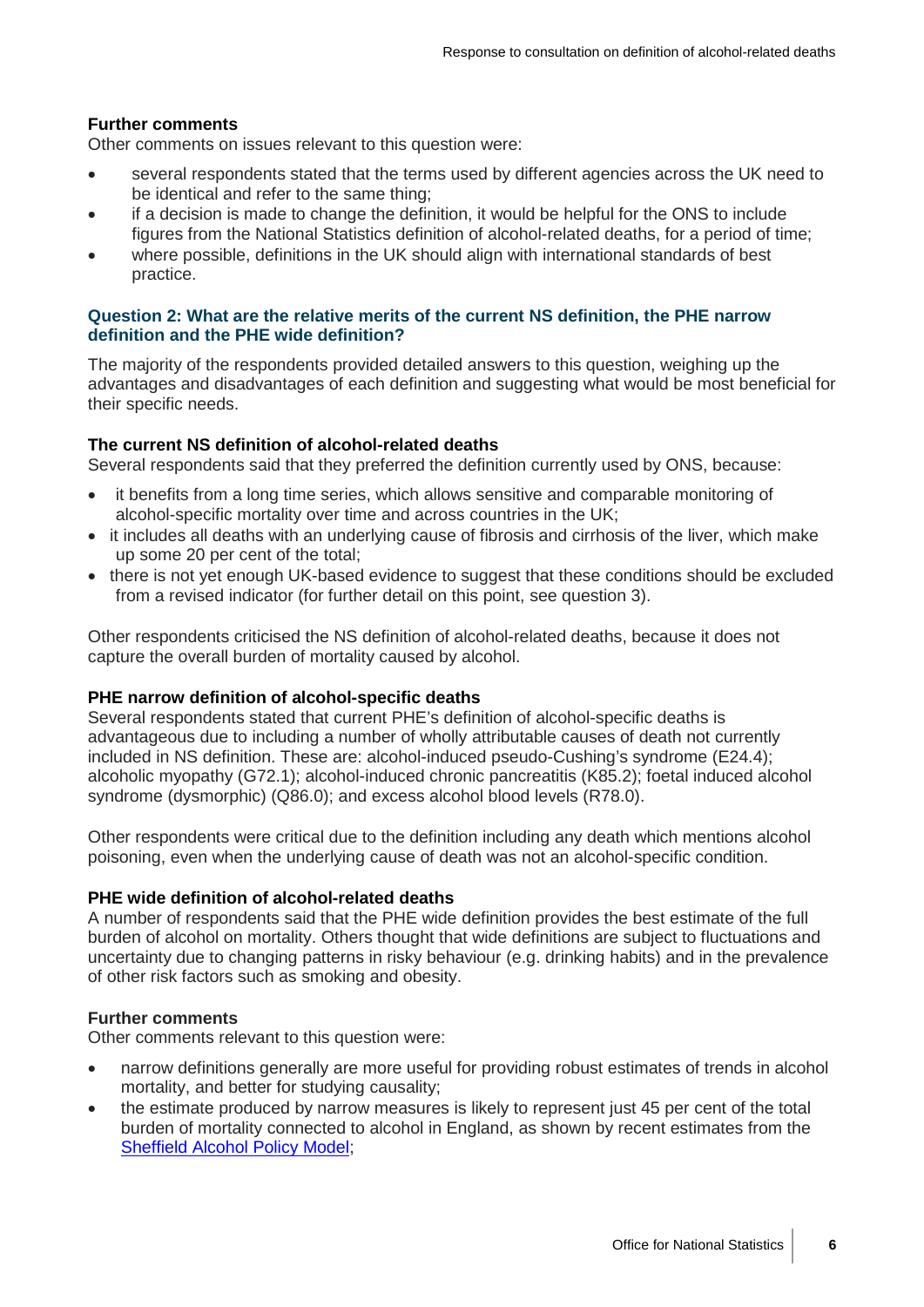### Further comments

Other comments on issues relevant to this question were:

- several respondents stated that the terms used by different agencies across the UK need to be identical and refer to the same thing;
- if a decision is made to change the definition, it would be helpful for the ONS to include figures from the National Statistics definition of alcohol-related deaths, for a period of time;
- where possible, definitions in the UK should align with international standards of best practice.

## Question 2: What are the relative merits of the current NS definition, the PHE narrow definition and the PHE wide definition?

The majority of the respondents provided detailed answers to this question, weighing up the advantages and disadvantages of each definition and suggesting what would be most beneficial for their specific needs.

### The current NS definition of alcohol-related deaths

Several respondents said that they preferred the definition currently used by ONS, because:

- it benefits from a long time series, which allows sensitive and comparable monitoring of alcohol-specific mortality over time and across countries in the UK;
- it includes all deaths with an underlying cause of fibrosis and cirrhosis of the liver, which make up some 20 per cent of the total;
- there is not yet enough UK-based evidence to suggest that these conditions should be excluded from a revised indicator (for further detail on this point, see question 3).

Other respondents criticised the NS definition of alcohol-related deaths, because it does not capture the overall burden of mortality caused by alcohol.

### PHE narrow definition of alcohol-specific deaths

Several respondents stated that current PHE's definition of alcohol-specific deaths is advantageous due to including a number of wholly attributable causes of death not currently included in NS definition. These are: alcohol-induced pseudo-Cushing's syndrome (E24.4); alcoholic myopathy (G72.1); alcohol-induced chronic pancreatitis (K85.2); foetal induced alcohol syndrome (dysmorphic) (Q86.0); and excess alcohol blood levels (R78.0).

Other respondents were critical due to the definition including any death which mentions alcohol poisoning, even when the underlying cause of death was not an alcohol-specific condition.

### PHE wide definition of alcohol-related deaths

A number of respondents said that the PHE wide definition provides the best estimate of the full burden of alcohol on mortality. Others thought that wide definitions are subject to fluctuations and uncertainty due to changing patterns in risky behaviour (e.g. drinking habits) and in the prevalence of other risk factors such as smoking and obesity.

### Further comments

Other comments relevant to this question were:

- narrow definitions generally are more useful for providing robust estimates of trends in alcohol mortality, and better for studying causality;
- the estimate produced by narrow measures is likely to represent just 45 per cent of the total burden of mortality connected to alcohol in England, as shown by recent estimates from the Sheffield Alcohol Policy Model;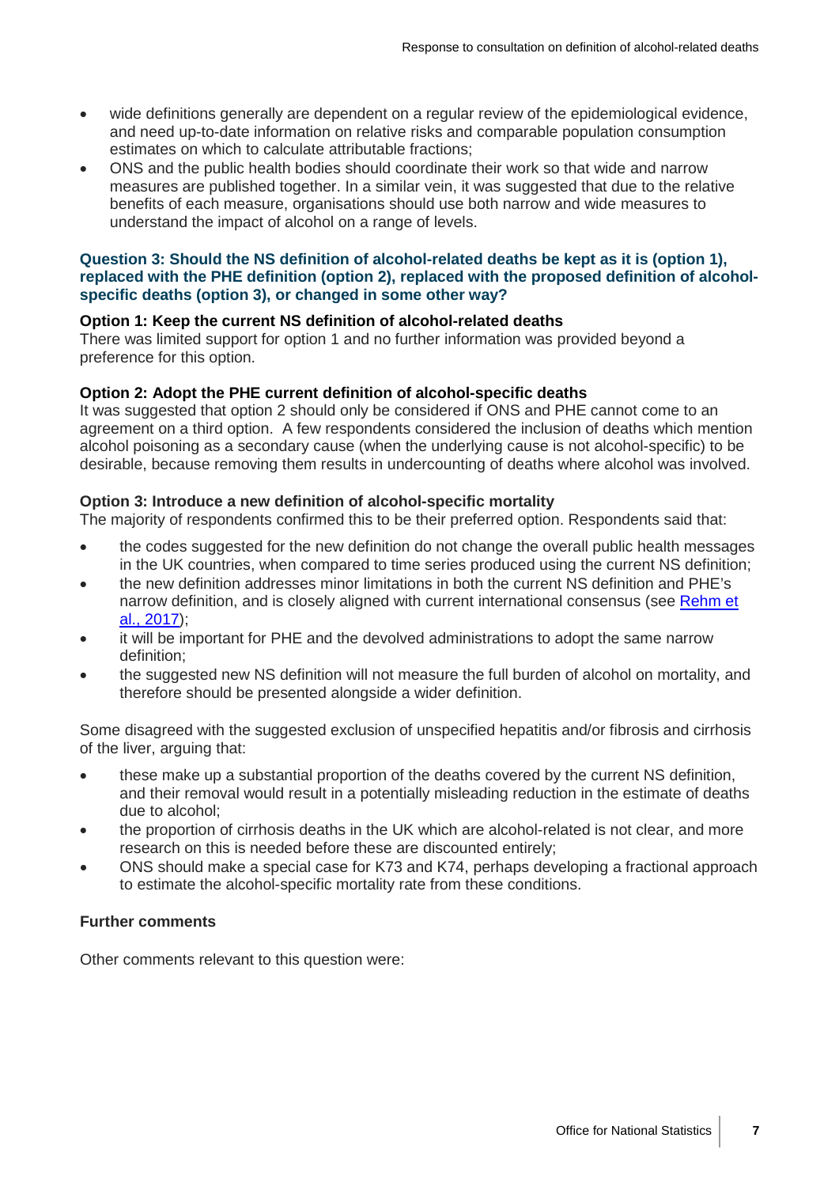- wide definitions generally are dependent on a regular review of the epidemiological evidence, and need up-to-date information on relative risks and comparable population consumption estimates on which to calculate attributable fractions;
- ONS and the public health bodies should coordinate their work so that wide and narrow measures are published together. In a similar vein, it was suggested that due to the relative benefits of each measure, organisations should use both narrow and wide measures to understand the impact of alcohol on a range of levels.

### Question 3: Should the NS definition of alcohol-related deaths be kept as it is (option 1), replaced with the PHE definition (option 2), replaced with the proposed definition of alcohol-specific deaths (option 3), or changed in some other way?

**Option 1: Keep the current NS definition of alcohol-related deaths**

There was limited support for option 1 and no further information was provided beyond a preference for this option.

**Option 2: Adopt the PHE current definition of alcohol-specific deaths**

It was suggested that option 2 should only be considered if ONS and PHE cannot come to an agreement on a third option. A few respondents considered the inclusion of deaths which mention alcohol poisoning as a secondary cause (when the underlying cause is not alcohol-specific) to be desirable, because removing them results in undercounting of deaths where alcohol was involved.

**Option 3: Introduce a new definition of alcohol-specific mortality**

The majority of respondents confirmed this to be their preferred option. Respondents said that:

- the codes suggested for the new definition do not change the overall public health messages in the UK countries, when compared to time series produced using the current NS definition;
- the new definition addresses minor limitations in both the current NS definition and PHE's narrow definition, and is closely aligned with current international consensus (see Rehm et al., 2017);
- it will be important for PHE and the devolved administrations to adopt the same narrow definition;
- the suggested new NS definition will not measure the full burden of alcohol on mortality, and therefore should be presented alongside a wider definition.

Some disagreed with the suggested exclusion of unspecified hepatitis and/or fibrosis and cirrhosis of the liver, arguing that:

- these make up a substantial proportion of the deaths covered by the current NS definition, and their removal would result in a potentially misleading reduction in the estimate of deaths due to alcohol;
- the proportion of cirrhosis deaths in the UK which are alcohol-related is not clear, and more research on this is needed before these are discounted entirely;
- ONS should make a special case for K73 and K74, perhaps developing a fractional approach to estimate the alcohol-specific mortality rate from these conditions.

**Further comments**

Other comments relevant to this question were: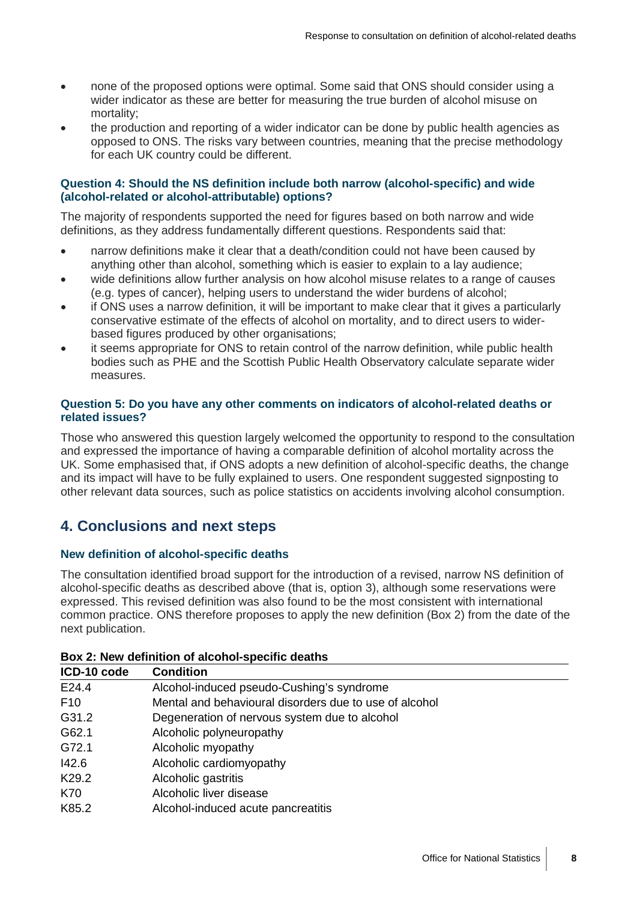- none of the proposed options were optimal. Some said that ONS should consider using a wider indicator as these are better for measuring the true burden of alcohol misuse on mortality;
- the production and reporting of a wider indicator can be done by public health agencies as opposed to ONS. The risks vary between countries, meaning that the precise methodology for each UK country could be different.

#### Question 4: Should the NS definition include both narrow (alcohol-specific) and wide (alcohol-related or alcohol-attributable) options?

The majority of respondents supported the need for figures based on both narrow and wide definitions, as they address fundamentally different questions. Respondents said that:

- narrow definitions make it clear that a death/condition could not have been caused by anything other than alcohol, something which is easier to explain to a lay audience;
- wide definitions allow further analysis on how alcohol misuse relates to a range of causes (e.g. types of cancer), helping users to understand the wider burdens of alcohol;
- if ONS uses a narrow definition, it will be important to make clear that it gives a particularly conservative estimate of the effects of alcohol on mortality, and to direct users to wider-based figures produced by other organisations;
- it seems appropriate for ONS to retain control of the narrow definition, while public health bodies such as PHE and the Scottish Public Health Observatory calculate separate wider measures.

#### Question 5: Do you have any other comments on indicators of alcohol-related deaths or related issues?

Those who answered this question largely welcomed the opportunity to respond to the consultation and expressed the importance of having a comparable definition of alcohol mortality across the UK. Some emphasised that, if ONS adopts a new definition of alcohol-specific deaths, the change and its impact will have to be fully explained to users. One respondent suggested signposting to other relevant data sources, such as police statistics on accidents involving alcohol consumption.

## 4. Conclusions and next steps

### New definition of alcohol-specific deaths

The consultation identified broad support for the introduction of a revised, narrow NS definition of alcohol-specific deaths as described above (that is, option 3), although some reservations were expressed. This revised definition was also found to be the most consistent with international common practice. ONS therefore proposes to apply the new definition (Box 2) from the date of the next publication.

**Box 2: New definition of alcohol-specific deaths**

| ICD-10 code | Condition |
|---|---|
| E24.4 | Alcohol-induced pseudo-Cushing's syndrome |
| F10 | Mental and behavioural disorders due to use of alcohol |
| G31.2 | Degeneration of nervous system due to alcohol |
| G62.1 | Alcoholic polyneuropathy |
| G72.1 | Alcoholic myopathy |
| I42.6 | Alcoholic cardiomyopathy |
| K29.2 | Alcoholic gastritis |
| K70 | Alcoholic liver disease |
| K85.2 | Alcohol-induced acute pancreatitis |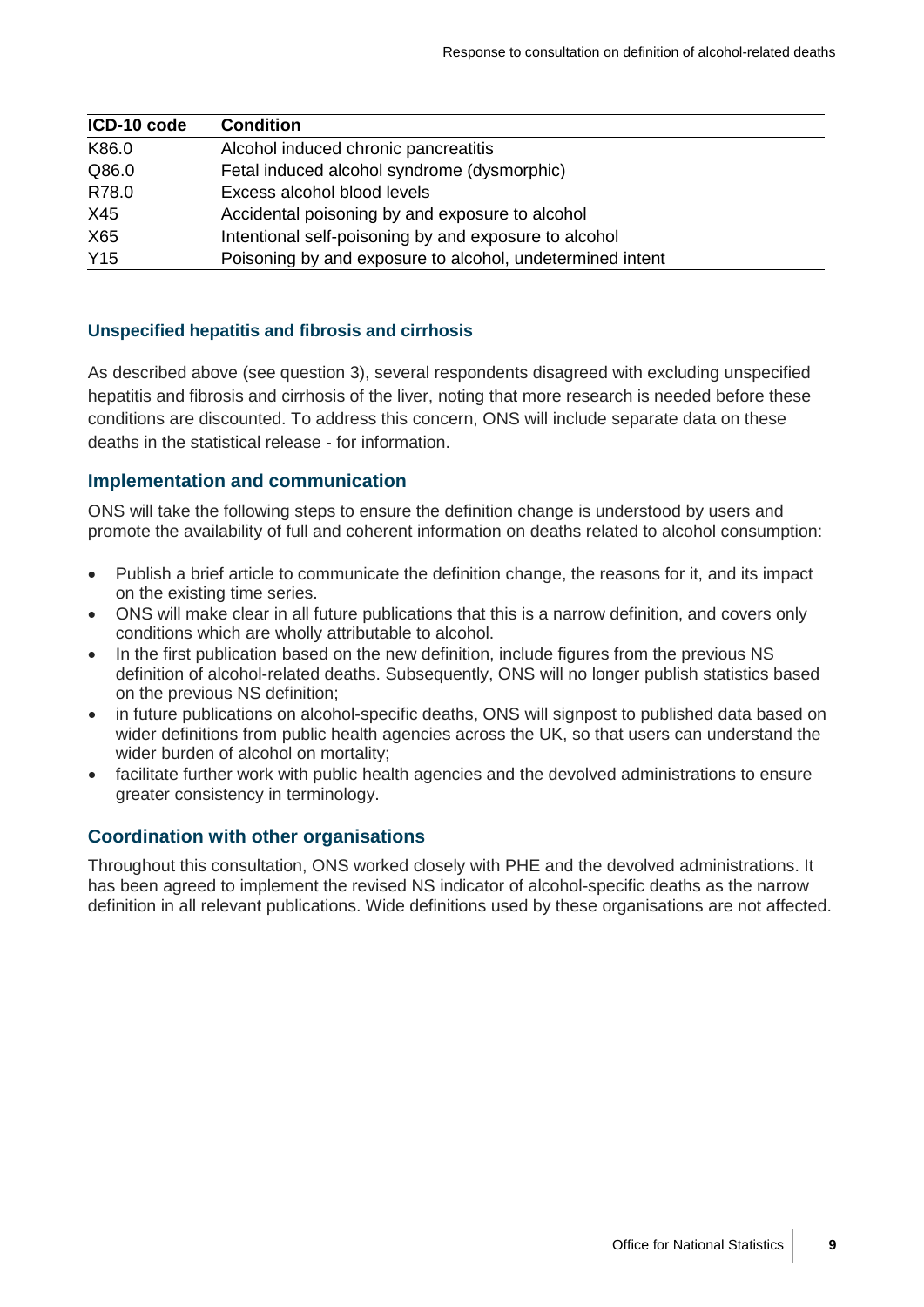| ICD-10 code | Condition |
| --- | --- |
| K86.0 | Alcohol induced chronic pancreatitis |
| Q86.0 | Fetal induced alcohol syndrome (dysmorphic) |
| R78.0 | Excess alcohol blood levels |
| X45 | Accidental poisoning by and exposure to alcohol |
| X65 | Intentional self-poisoning by and exposure to alcohol |
| Y15 | Poisoning by and exposure to alcohol, undetermined intent |

#### Unspecified hepatitis and fibrosis and cirrhosis

As described above (see question 3), several respondents disagreed with excluding unspecified hepatitis and fibrosis and cirrhosis of the liver, noting that more research is needed before these conditions are discounted. To address this concern, ONS will include separate data on these deaths in the statistical release - for information.

### Implementation and communication

ONS will take the following steps to ensure the definition change is understood by users and promote the availability of full and coherent information on deaths related to alcohol consumption:

- Publish a brief article to communicate the definition change, the reasons for it, and its impact on the existing time series.
- ONS will make clear in all future publications that this is a narrow definition, and covers only conditions which are wholly attributable to alcohol.
- In the first publication based on the new definition, include figures from the previous NS definition of alcohol-related deaths. Subsequently, ONS will no longer publish statistics based on the previous NS definition;
- in future publications on alcohol-specific deaths, ONS will signpost to published data based on wider definitions from public health agencies across the UK, so that users can understand the wider burden of alcohol on mortality;
- facilitate further work with public health agencies and the devolved administrations to ensure greater consistency in terminology.

### Coordination with other organisations

Throughout this consultation, ONS worked closely with PHE and the devolved administrations. It has been agreed to implement the revised NS indicator of alcohol-specific deaths as the narrow definition in all relevant publications. Wide definitions used by these organisations are not affected.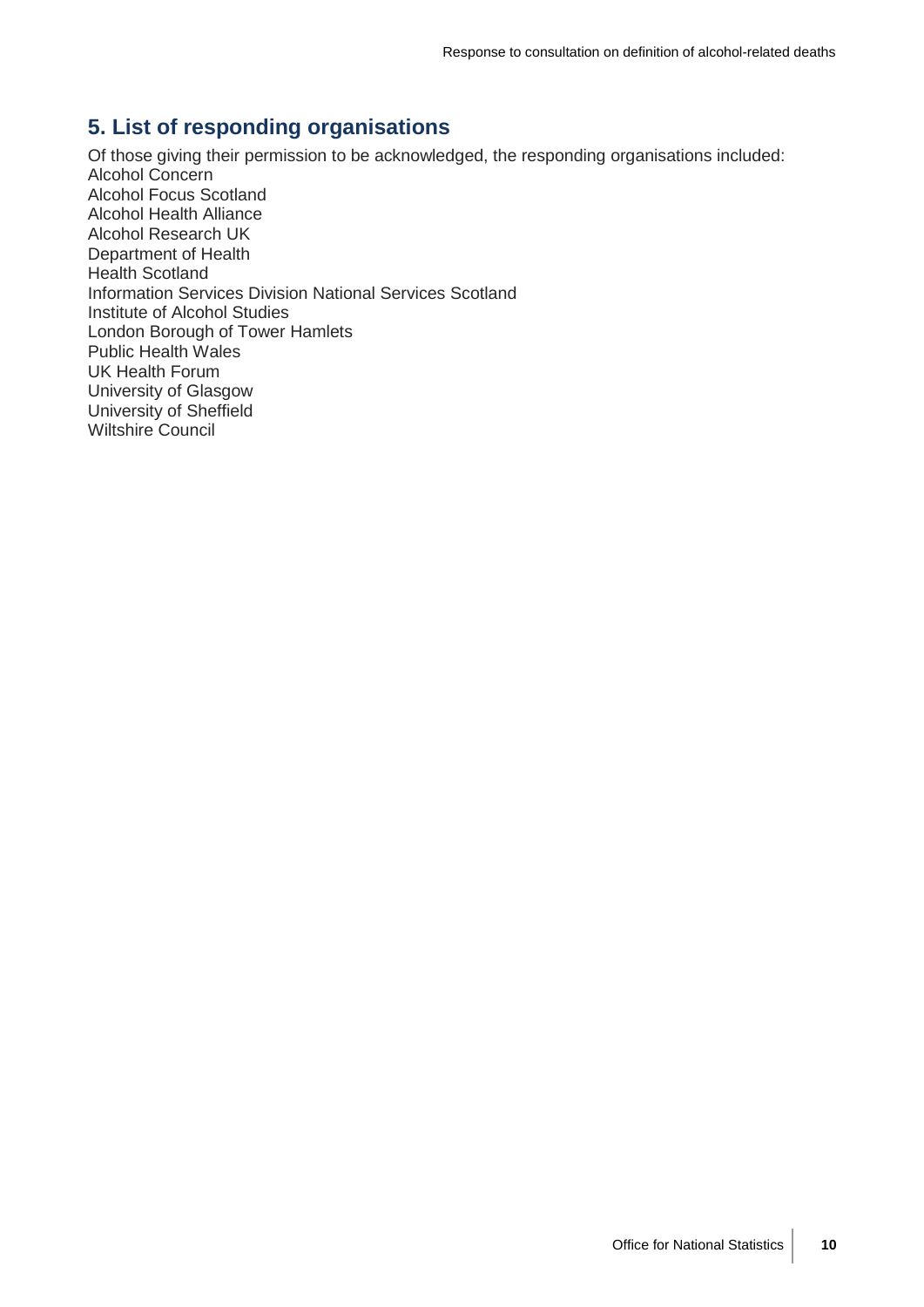## 5. List of responding organisations

Of those giving their permission to be acknowledged, the responding organisations included:

Alcohol Concern
Alcohol Focus Scotland
Alcohol Health Alliance
Alcohol Research UK
Department of Health
Health Scotland
Information Services Division National Services Scotland
Institute of Alcohol Studies
London Borough of Tower Hamlets
Public Health Wales
UK Health Forum
University of Glasgow
University of Sheffield
Wiltshire Council